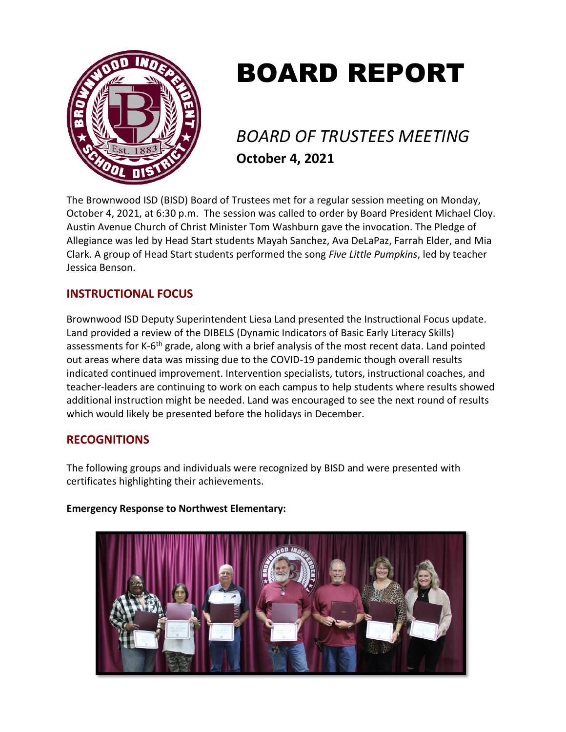# BOARD REPORT

## *BOARD OF TRUSTEES MEETING*

**October 4, 2021**

The Brownwood ISD (BISD) Board of Trustees met for a regular session meeting on Monday, October 4, 2021, at 6:30 p.m. The session was called to order by Board President Michael Cloy. Austin Avenue Church of Christ Minister Tom Washburn gave the invocation. The Pledge of Allegiance was led by Head Start students Mayah Sanchez, Ava DeLaPaz, Farrah Elder, and Mia Clark. A group of Head Start students performed the song *Five Little Pumpkins*, led by teacher Jessica Benson.

## INSTRUCTIONAL FOCUS

Brownwood ISD Deputy Superintendent Liesa Land presented the Instructional Focus update. Land provided a review of the DIBELS (Dynamic Indicators of Basic Early Literacy Skills) assessments for K-6th grade, along with a brief analysis of the most recent data. Land pointed out areas where data was missing due to the COVID-19 pandemic though overall results indicated continued improvement. Intervention specialists, tutors, instructional coaches, and teacher-leaders are continuing to work on each campus to help students where results showed additional instruction might be needed. Land was encouraged to see the next round of results which would likely be presented before the holidays in December.

## RECOGNITIONS

The following groups and individuals were recognized by BISD and were presented with certificates highlighting their achievements.

**Emergency Response to Northwest Elementary:**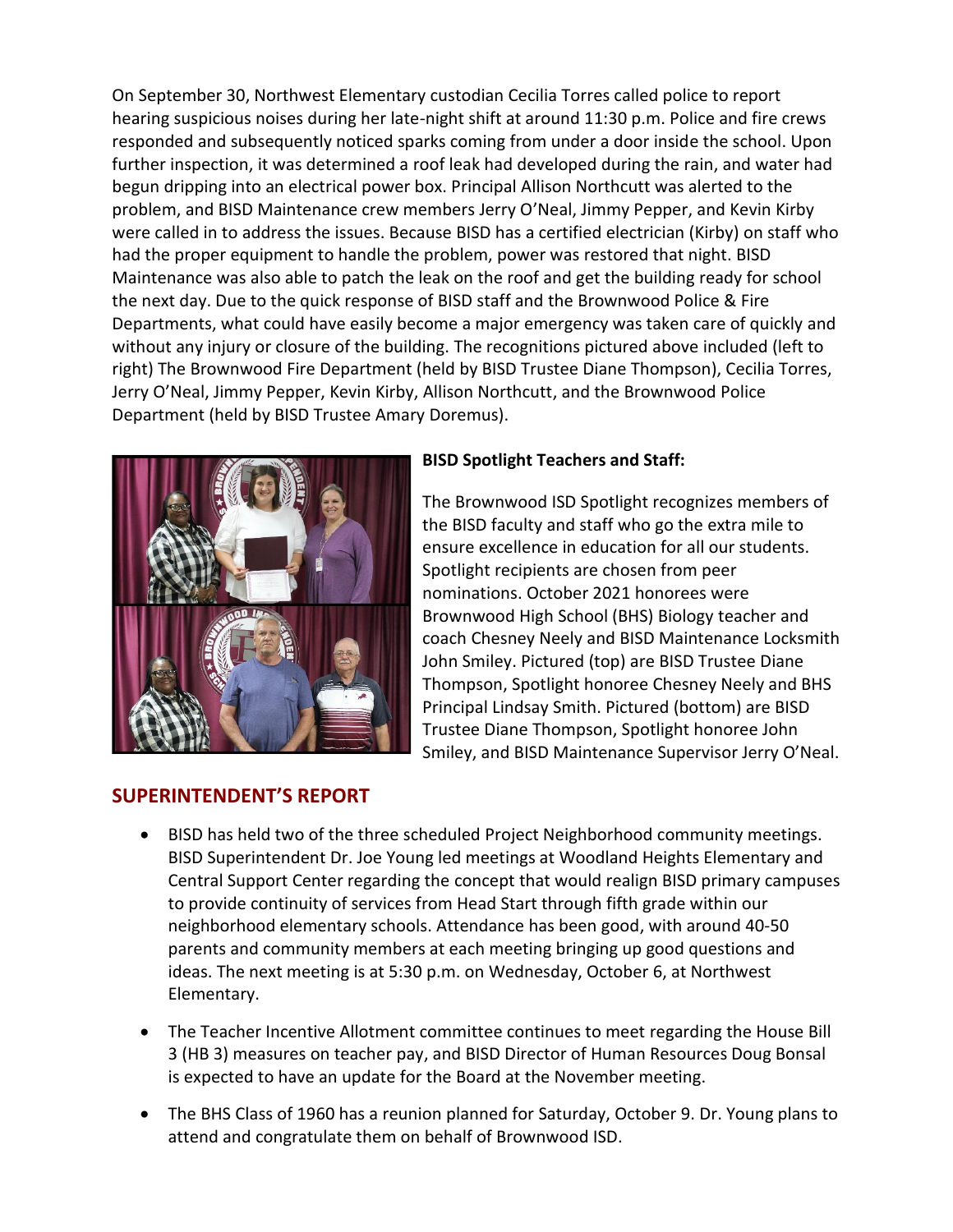On September 30, Northwest Elementary custodian Cecilia Torres called police to report hearing suspicious noises during her late-night shift at around 11:30 p.m. Police and fire crews responded and subsequently noticed sparks coming from under a door inside the school. Upon further inspection, it was determined a roof leak had developed during the rain, and water had begun dripping into an electrical power box. Principal Allison Northcutt was alerted to the problem, and BISD Maintenance crew members Jerry O'Neal, Jimmy Pepper, and Kevin Kirby were called in to address the issues. Because BISD has a certified electrician (Kirby) on staff who had the proper equipment to handle the problem, power was restored that night. BISD Maintenance was also able to patch the leak on the roof and get the building ready for school the next day. Due to the quick response of BISD staff and the Brownwood Police & Fire Departments, what could have easily become a major emergency was taken care of quickly and without any injury or closure of the building. The recognitions pictured above included (left to right) The Brownwood Fire Department (held by BISD Trustee Diane Thompson), Cecilia Torres, Jerry O'Neal, Jimmy Pepper, Kevin Kirby, Allison Northcutt, and the Brownwood Police Department (held by BISD Trustee Amary Doremus).

**BISD Spotlight Teachers and Staff:**

The Brownwood ISD Spotlight recognizes members of the BISD faculty and staff who go the extra mile to ensure excellence in education for all our students. Spotlight recipients are chosen from peer nominations. October 2021 honorees were Brownwood High School (BHS) Biology teacher and coach Chesney Neely and BISD Maintenance Locksmith John Smiley. Pictured (top) are BISD Trustee Diane Thompson, Spotlight honoree Chesney Neely and BHS Principal Lindsay Smith. Pictured (bottom) are BISD Trustee Diane Thompson, Spotlight honoree John Smiley, and BISD Maintenance Supervisor Jerry O'Neal.

## SUPERINTENDENT'S REPORT

- BISD has held two of the three scheduled Project Neighborhood community meetings. BISD Superintendent Dr. Joe Young led meetings at Woodland Heights Elementary and Central Support Center regarding the concept that would realign BISD primary campuses to provide continuity of services from Head Start through fifth grade within our neighborhood elementary schools. Attendance has been good, with around 40-50 parents and community members at each meeting bringing up good questions and ideas. The next meeting is at 5:30 p.m. on Wednesday, October 6, at Northwest Elementary.
- The Teacher Incentive Allotment committee continues to meet regarding the House Bill 3 (HB 3) measures on teacher pay, and BISD Director of Human Resources Doug Bonsal is expected to have an update for the Board at the November meeting.
- The BHS Class of 1960 has a reunion planned for Saturday, October 9. Dr. Young plans to attend and congratulate them on behalf of Brownwood ISD.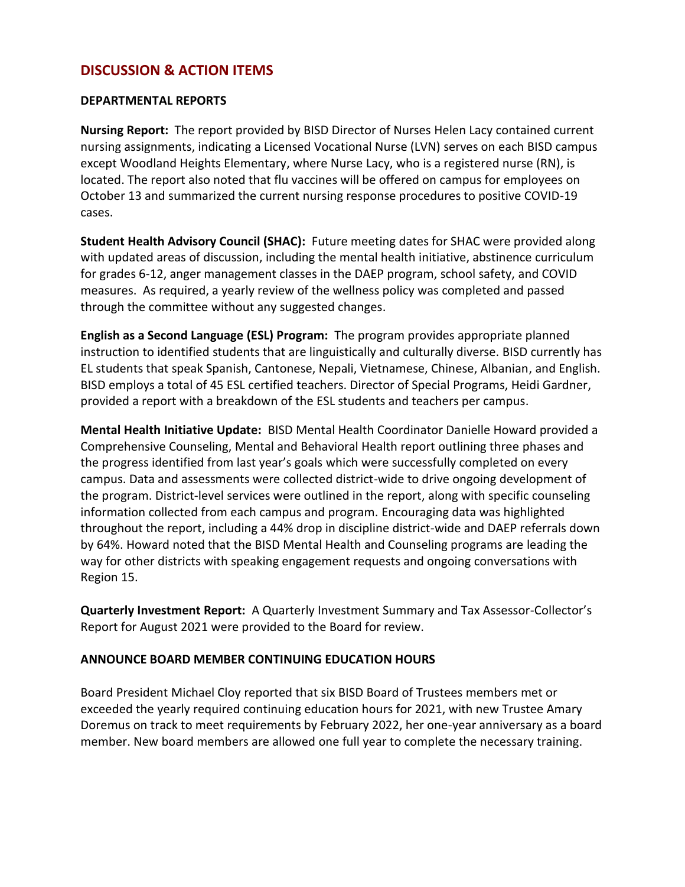## DISCUSSION & ACTION ITEMS

### DEPARTMENTAL REPORTS

**Nursing Report:** The report provided by BISD Director of Nurses Helen Lacy contained current nursing assignments, indicating a Licensed Vocational Nurse (LVN) serves on each BISD campus except Woodland Heights Elementary, where Nurse Lacy, who is a registered nurse (RN), is located. The report also noted that flu vaccines will be offered on campus for employees on October 13 and summarized the current nursing response procedures to positive COVID-19 cases.

**Student Health Advisory Council (SHAC):** Future meeting dates for SHAC were provided along with updated areas of discussion, including the mental health initiative, abstinence curriculum for grades 6-12, anger management classes in the DAEP program, school safety, and COVID measures. As required, a yearly review of the wellness policy was completed and passed through the committee without any suggested changes.

**English as a Second Language (ESL) Program:** The program provides appropriate planned instruction to identified students that are linguistically and culturally diverse. BISD currently has EL students that speak Spanish, Cantonese, Nepali, Vietnamese, Chinese, Albanian, and English. BISD employs a total of 45 ESL certified teachers. Director of Special Programs, Heidi Gardner, provided a report with a breakdown of the ESL students and teachers per campus.

**Mental Health Initiative Update:** BISD Mental Health Coordinator Danielle Howard provided a Comprehensive Counseling, Mental and Behavioral Health report outlining three phases and the progress identified from last year's goals which were successfully completed on every campus. Data and assessments were collected district-wide to drive ongoing development of the program. District-level services were outlined in the report, along with specific counseling information collected from each campus and program. Encouraging data was highlighted throughout the report, including a 44% drop in discipline district-wide and DAEP referrals down by 64%. Howard noted that the BISD Mental Health and Counseling programs are leading the way for other districts with speaking engagement requests and ongoing conversations with Region 15.

**Quarterly Investment Report:** A Quarterly Investment Summary and Tax Assessor-Collector's Report for August 2021 were provided to the Board for review.

### ANNOUNCE BOARD MEMBER CONTINUING EDUCATION HOURS

Board President Michael Cloy reported that six BISD Board of Trustees members met or exceeded the yearly required continuing education hours for 2021, with new Trustee Amary Doremus on track to meet requirements by February 2022, her one-year anniversary as a board member. New board members are allowed one full year to complete the necessary training.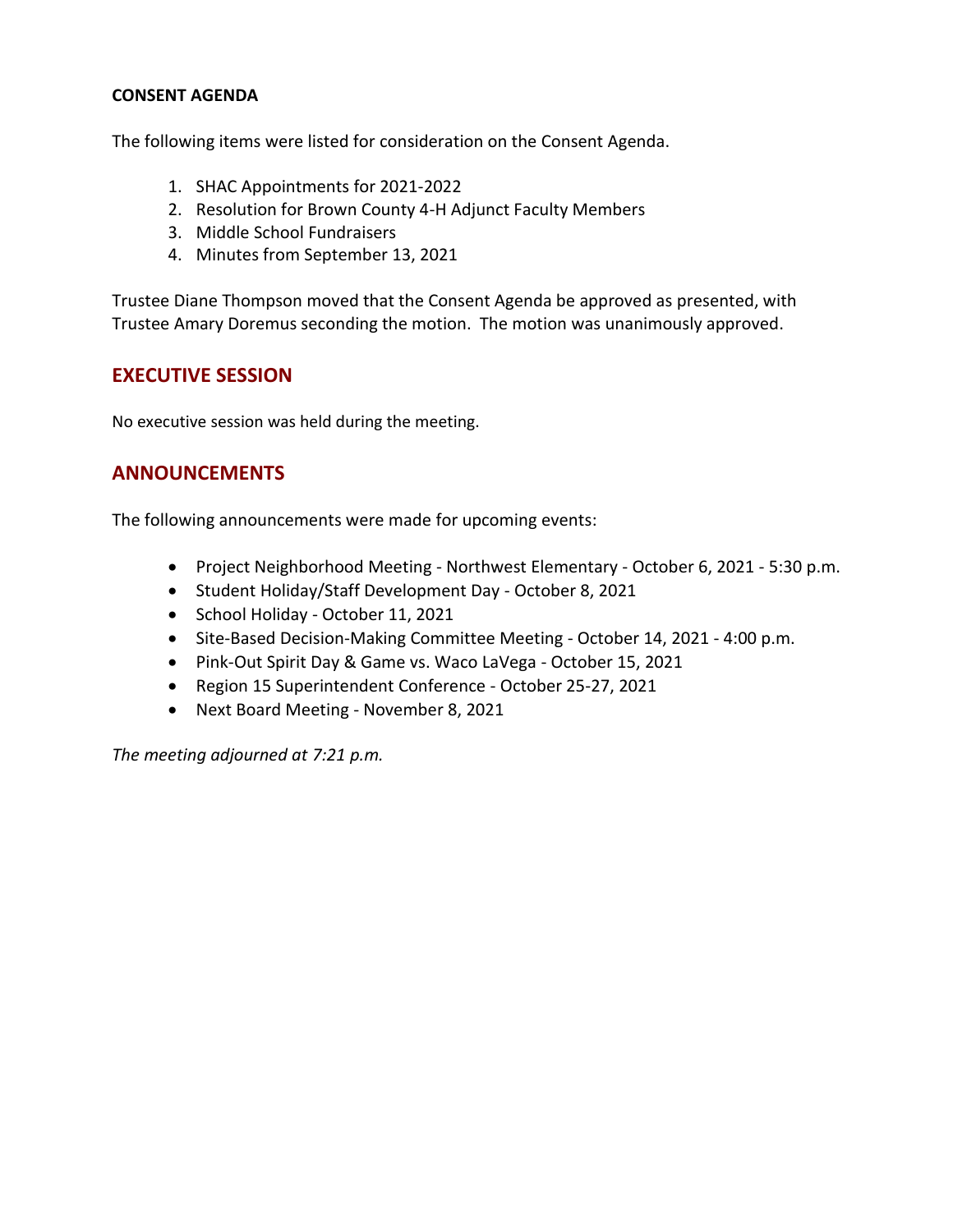**CONSENT AGENDA**

The following items were listed for consideration on the Consent Agenda.

1. SHAC Appointments for 2021-2022
2. Resolution for Brown County 4-H Adjunct Faculty Members
3. Middle School Fundraisers
4. Minutes from September 13, 2021

Trustee Diane Thompson moved that the Consent Agenda be approved as presented, with Trustee Amary Doremus seconding the motion. The motion was unanimously approved.

## EXECUTIVE SESSION

No executive session was held during the meeting.

## ANNOUNCEMENTS

The following announcements were made for upcoming events:

- Project Neighborhood Meeting - Northwest Elementary - October 6, 2021 - 5:30 p.m.
- Student Holiday/Staff Development Day - October 8, 2021
- School Holiday - October 11, 2021
- Site-Based Decision-Making Committee Meeting - October 14, 2021 - 4:00 p.m.
- Pink-Out Spirit Day & Game vs. Waco LaVega - October 15, 2021
- Region 15 Superintendent Conference - October 25-27, 2021
- Next Board Meeting - November 8, 2021

*The meeting adjourned at 7:21 p.m.*